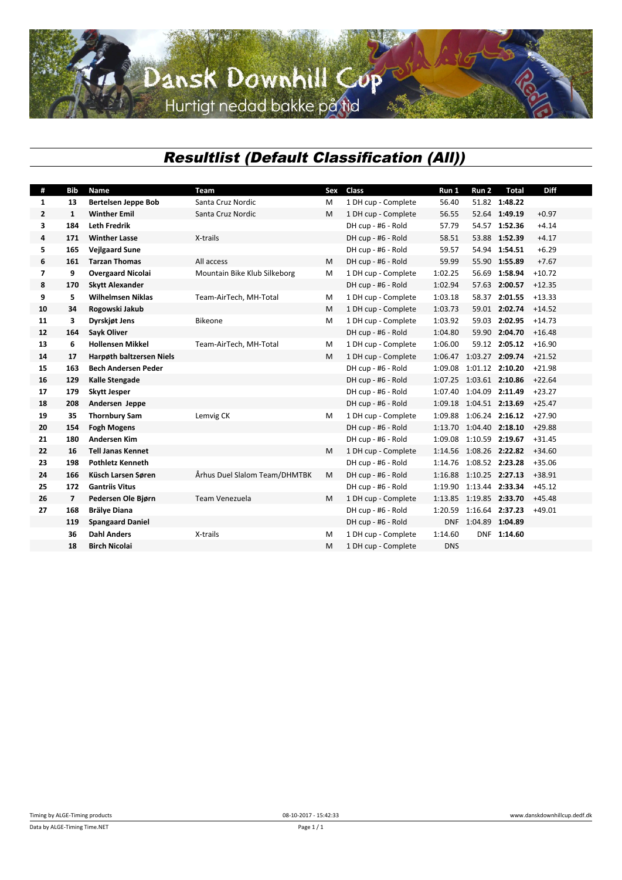Dansk Downhill Cup
Hurtigt nedad bakke på tid

# Resultlist (Default Classification (All))

| # | Bib | Name | Team | Sex | Class | Run 1 | Run 2 | Total | Diff |
|---|---|---|---|---|---|---|---|---|---|
| 1 | 13 | **Bertelsen Jeppe Bob** | Santa Cruz Nordic | M | 1 DH cup - Complete | 56.40 | 51.82 | **1:48.22** | |
| 2 | 1 | **Winther Emil** | Santa Cruz Nordic | M | 1 DH cup - Complete | 56.55 | 52.64 | **1:49.19** | +0.97 |
| 3 | 184 | **Leth Fredrik** | | | DH cup - #6 - Rold | 57.79 | 54.57 | **1:52.36** | +4.14 |
| 4 | 171 | **Winther Lasse** | X-trails | | DH cup - #6 - Rold | 58.51 | 53.88 | **1:52.39** | +4.17 |
| 5 | 165 | **Vejlgaard Sune** | | | DH cup - #6 - Rold | 59.57 | 54.94 | **1:54.51** | +6.29 |
| 6 | 161 | **Tarzan Thomas** | All access | M | DH cup - #6 - Rold | 59.99 | 55.90 | **1:55.89** | +7.67 |
| 7 | 9 | **Overgaard Nicolai** | Mountain Bike Klub Silkeborg | M | 1 DH cup - Complete | 1:02.25 | 56.69 | **1:58.94** | +10.72 |
| 8 | 170 | **Skytt Alexander** | | | DH cup - #6 - Rold | 1:02.94 | 57.63 | **2:00.57** | +12.35 |
| 9 | 5 | **Wilhelmsen Niklas** | Team-AirTech, MH-Total | M | 1 DH cup - Complete | 1:03.18 | 58.37 | **2:01.55** | +13.33 |
| 10 | 34 | **Rogowski Jakub** | | M | 1 DH cup - Complete | 1:03.73 | 59.01 | **2:02.74** | +14.52 |
| 11 | 3 | **Dyrskjøt Jens** | Bikeone | M | 1 DH cup - Complete | 1:03.92 | 59.03 | **2:02.95** | +14.73 |
| 12 | 164 | **Sayk Oliver** | | | DH cup - #6 - Rold | 1:04.80 | 59.90 | **2:04.70** | +16.48 |
| 13 | 6 | **Hollensen Mikkel** | Team-AirTech, MH-Total | M | 1 DH cup - Complete | 1:06.00 | 59.12 | **2:05.12** | +16.90 |
| 14 | 17 | **Harpøth baltzersen Niels** | | M | 1 DH cup - Complete | 1:06.47 | 1:03.27 | **2:09.74** | +21.52 |
| 15 | 163 | **Bech Andersen Peder** | | | DH cup - #6 - Rold | 1:09.08 | 1:01.12 | **2:10.20** | +21.98 |
| 16 | 129 | **Kalle Stengade** | | | DH cup - #6 - Rold | 1:07.25 | 1:03.61 | **2:10.86** | +22.64 |
| 17 | 179 | **Skytt Jesper** | | | DH cup - #6 - Rold | 1:07.40 | 1:04.09 | **2:11.49** | +23.27 |
| 18 | 208 | **Andersen Jeppe** | | | DH cup - #6 - Rold | 1:09.18 | 1:04.51 | **2:13.69** | +25.47 |
| 19 | 35 | **Thornbury Sam** | Lemvig CK | M | 1 DH cup - Complete | 1:09.88 | 1:06.24 | **2:16.12** | +27.90 |
| 20 | 154 | **Fogh Mogens** | | | DH cup - #6 - Rold | 1:13.70 | 1:04.40 | **2:18.10** | +29.88 |
| 21 | 180 | **Andersen Kim** | | | DH cup - #6 - Rold | 1:09.08 | 1:10.59 | **2:19.67** | +31.45 |
| 22 | 16 | **Tell Janas Kennet** | | M | 1 DH cup - Complete | 1:14.56 | 1:08.26 | **2:22.82** | +34.60 |
| 23 | 198 | **Pothletz Kenneth** | | | DH cup - #6 - Rold | 1:14.76 | 1:08.52 | **2:23.28** | +35.06 |
| 24 | 166 | **Küsch Larsen Søren** | Århus Duel Slalom Team/DHMTBK | M | DH cup - #6 - Rold | 1:16.88 | 1:10.25 | **2:27.13** | +38.91 |
| 25 | 172 | **Gantriis Vitus** | | | DH cup - #6 - Rold | 1:19.90 | 1:13.44 | **2:33.34** | +45.12 |
| 26 | 7 | **Pedersen Ole Bjørn** | Team Venezuela | M | 1 DH cup - Complete | 1:13.85 | 1:19.85 | **2:33.70** | +45.48 |
| 27 | 168 | **Brälye Diana** | | | DH cup - #6 - Rold | 1:20.59 | 1:16.64 | **2:37.23** | +49.01 |
| | 119 | **Spangaard Daniel** | | | DH cup - #6 - Rold | DNF | 1:04.89 | **1:04.89** | |
| | 36 | **Dahl Anders** | X-trails | M | 1 DH cup - Complete | 1:14.60 | DNF | **1:14.60** | |
| | 18 | **Birch Nicolai** | | M | 1 DH cup - Complete | DNS | | | |

Timing by ALGE-Timing products | 08-10-2017 - 15:42:33 | www.danskdownhillcup.dedf.dk

Data by ALGE-Timing Time.NET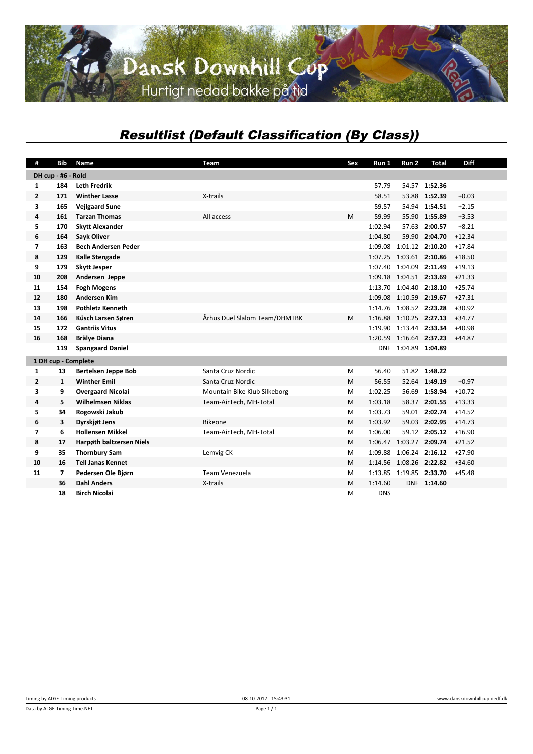# Dansk Downhill Cup

Hurtigt nedad bakke på tid

## Resultlist (Default Classification (By Class))

| # | Bib | Name | Team | Sex | Run 1 | Run 2 | Total | Diff |
|---|---|---|---|---|---|---|---|---|
| **DH cup - #6 - Rold** | | | | | | | | |
| 1 | 184 | **Leth Fredrik** | | | 57.79 | 54.57 | **1:52.36** | |
| 2 | 171 | **Winther Lasse** | X-trails | | 58.51 | 53.88 | **1:52.39** | +0.03 |
| 3 | 165 | **Vejlgaard Sune** | | | 59.57 | 54.94 | **1:54.51** | +2.15 |
| 4 | 161 | **Tarzan Thomas** | All access | M | 59.99 | 55.90 | **1:55.89** | +3.53 |
| 5 | 170 | **Skytt Alexander** | | | 1:02.94 | 57.63 | **2:00.57** | +8.21 |
| 6 | 164 | **Sayk Oliver** | | | 1:04.80 | 59.90 | **2:04.70** | +12.34 |
| 7 | 163 | **Bech Andersen Peder** | | | 1:09.08 | 1:01.12 | **2:10.20** | +17.84 |
| 8 | 129 | **Kalle Stengade** | | | 1:07.25 | 1:03.61 | **2:10.86** | +18.50 |
| 9 | 179 | **Skytt Jesper** | | | 1:07.40 | 1:04.09 | **2:11.49** | +19.13 |
| 10 | 208 | **Andersen Jeppe** | | | 1:09.18 | 1:04.51 | **2:13.69** | +21.33 |
| 11 | 154 | **Fogh Mogens** | | | 1:13.70 | 1:04.40 | **2:18.10** | +25.74 |
| 12 | 180 | **Andersen Kim** | | | 1:09.08 | 1:10.59 | **2:19.67** | +27.31 |
| 13 | 198 | **Pothletz Kenneth** | | | 1:14.76 | 1:08.52 | **2:23.28** | +30.92 |
| 14 | 166 | **Küsch Larsen Søren** | Århus Duel Slalom Team/DHMTBK | M | 1:16.88 | 1:10.25 | **2:27.13** | +34.77 |
| 15 | 172 | **Gantriis Vitus** | | | 1:19.90 | 1:13.44 | **2:33.34** | +40.98 |
| 16 | 168 | **Brälye Diana** | | | 1:20.59 | 1:16.64 | **2:37.23** | +44.87 |
| | 119 | **Spangaard Daniel** | | | DNF | 1:04.89 | **1:04.89** | |
| **1 DH cup - Complete** | | | | | | | | |
| 1 | 13 | **Bertelsen Jeppe Bob** | Santa Cruz Nordic | M | 56.40 | 51.82 | **1:48.22** | |
| 2 | 1 | **Winther Emil** | Santa Cruz Nordic | M | 56.55 | 52.64 | **1:49.19** | +0.97 |
| 3 | 9 | **Overgaard Nicolai** | Mountain Bike Klub Silkeborg | M | 1:02.25 | 56.69 | **1:58.94** | +10.72 |
| 4 | 5 | **Wilhelmsen Niklas** | Team-AirTech, MH-Total | M | 1:03.18 | 58.37 | **2:01.55** | +13.33 |
| 5 | 34 | **Rogowski Jakub** | | M | 1:03.73 | 59.01 | **2:02.74** | +14.52 |
| 6 | 3 | **Dyrskjøt Jens** | Bikeone | M | 1:03.92 | 59.03 | **2:02.95** | +14.73 |
| 7 | 6 | **Hollensen Mikkel** | Team-AirTech, MH-Total | M | 1:06.00 | 59.12 | **2:05.12** | +16.90 |
| 8 | 17 | **Harpøth baltzersen Niels** | | M | 1:06.47 | 1:03.27 | **2:09.74** | +21.52 |
| 9 | 35 | **Thornbury Sam** | Lemvig CK | M | 1:09.88 | 1:06.24 | **2:16.12** | +27.90 |
| 10 | 16 | **Tell Janas Kennet** | | M | 1:14.56 | 1:08.26 | **2:22.82** | +34.60 |
| 11 | 7 | **Pedersen Ole Bjørn** | Team Venezuela | M | 1:13.85 | 1:19.85 | **2:33.70** | +45.48 |
| | 36 | **Dahl Anders** | X-trails | M | 1:14.60 | DNF | **1:14.60** | |
| | 18 | **Birch Nicolai** | | M | DNS | | | |

Timing by ALGE-Timing products　　08-10-2017 - 15:43:31　　www.danskdownhillcup.dedf.dk

Data by ALGE-Timing Time.NET